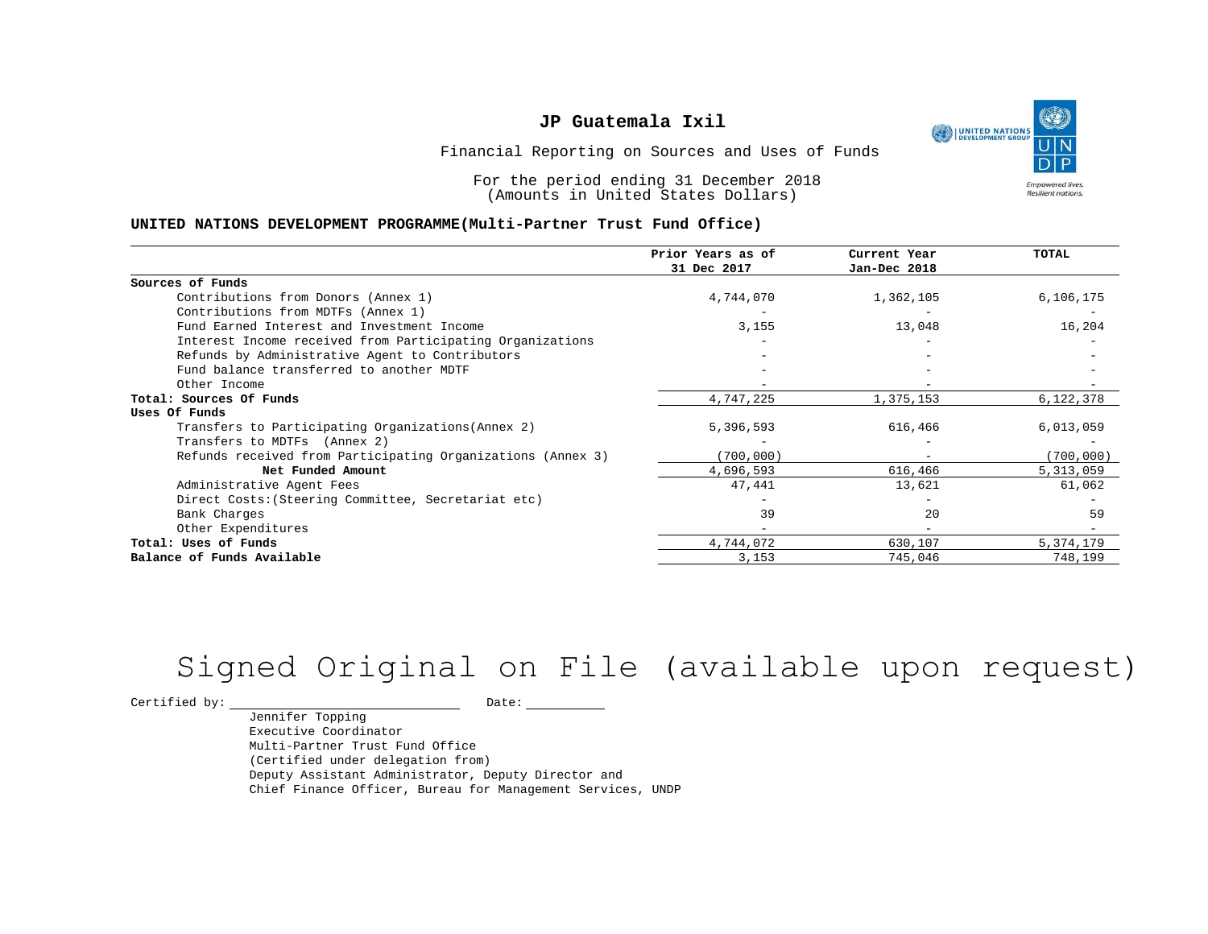# JP Guatemala Ixil

Financial Reporting on Sources and Uses of Funds

For the period ending 31 December 2018
(Amounts in United States Dollars)

**UNITED NATIONS DEVELOPMENT PROGRAMME(Multi-Partner Trust Fund Office)**

| | Prior Years as of 31 Dec 2017 | Current Year Jan-Dec 2018 | TOTAL |
|---|---|---|---|
| **Sources of Funds** | | | |
| Contributions from Donors (Annex 1) | 4,744,070 | 1,362,105 | 6,106,175 |
| Contributions from MDTFs (Annex 1) | - | - | - |
| Fund Earned Interest and Investment Income | 3,155 | 13,048 | 16,204 |
| Interest Income received from Participating Organizations | - | - | - |
| Refunds by Administrative Agent to Contributors | - | - | - |
| Fund balance transferred to another MDTF | - | - | - |
| Other Income | - | - | - |
| **Total: Sources Of Funds** | 4,747,225 | 1,375,153 | 6,122,378 |
| **Uses Of Funds** | | | |
| Transfers to Participating Organizations(Annex 2) | 5,396,593 | 616,466 | 6,013,059 |
| Transfers to MDTFs (Annex 2) | - | - | - |
| Refunds received from Participating Organizations (Annex 3) | (700,000) | - | (700,000) |
| **Net Funded Amount** | 4,696,593 | 616,466 | 5,313,059 |
| Administrative Agent Fees | 47,441 | 13,621 | 61,062 |
| Direct Costs:(Steering Committee, Secretariat etc) | - | - | - |
| Bank Charges | 39 | 20 | 59 |
| Other Expenditures | - | - | - |
| **Total: Uses of Funds** | 4,744,072 | 630,107 | 5,374,179 |
| **Balance of Funds Available** | 3,153 | 745,046 | 748,199 |

Signed Original on File (available upon request)

Certified by: ______________________ Date: __________

Jennifer Topping
Executive Coordinator
Multi-Partner Trust Fund Office
(Certified under delegation from)
Deputy Assistant Administrator, Deputy Director and
Chief Finance Officer, Bureau for Management Services, UNDP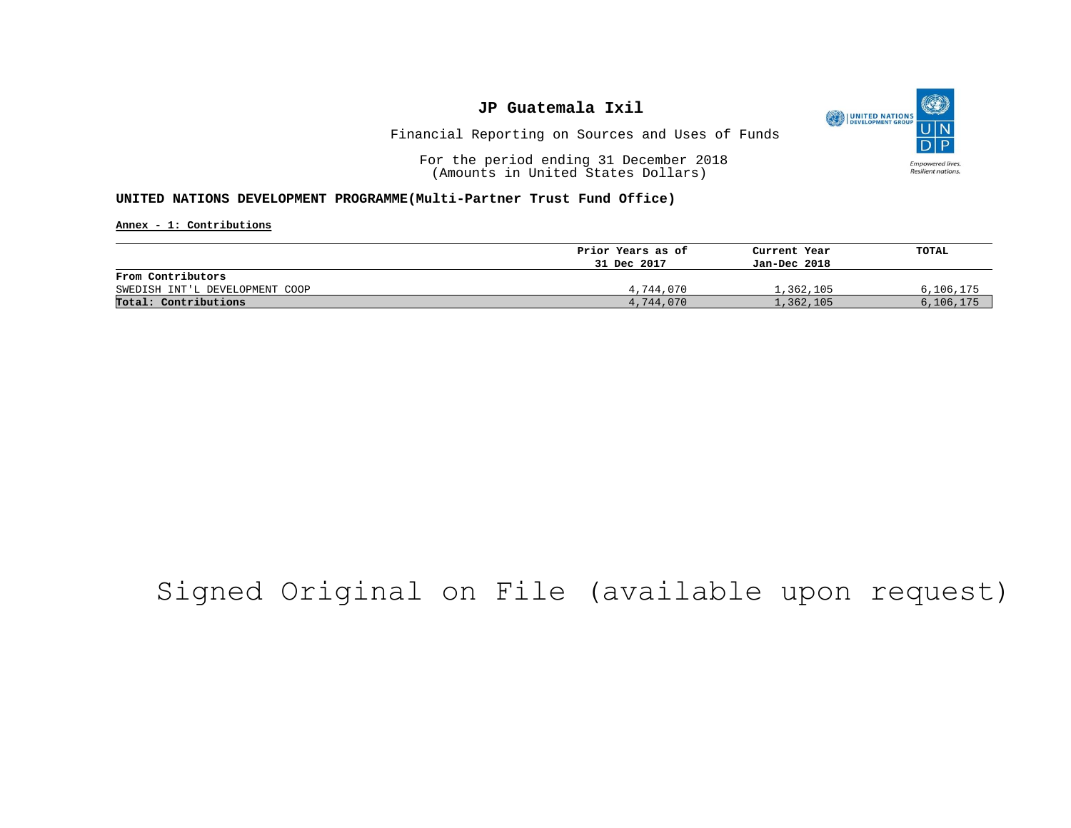# JP Guatemala Ixil

Financial Reporting on Sources and Uses of Funds

For the period ending 31 December 2018
(Amounts in United States Dollars)

**UNITED NATIONS DEVELOPMENT PROGRAMME(Multi-Partner Trust Fund Office)**

**Annex - 1: Contributions**

| | Prior Years as of 31 Dec 2017 | Current Year Jan-Dec 2018 | TOTAL |
|---|---|---|---|
| **From Contributors** | | | |
| SWEDISH INT'L DEVELOPMENT COOP | 4,744,070 | 1,362,105 | 6,106,175 |
| **Total: Contributions** | 4,744,070 | 1,362,105 | 6,106,175 |

Signed Original on File (available upon request)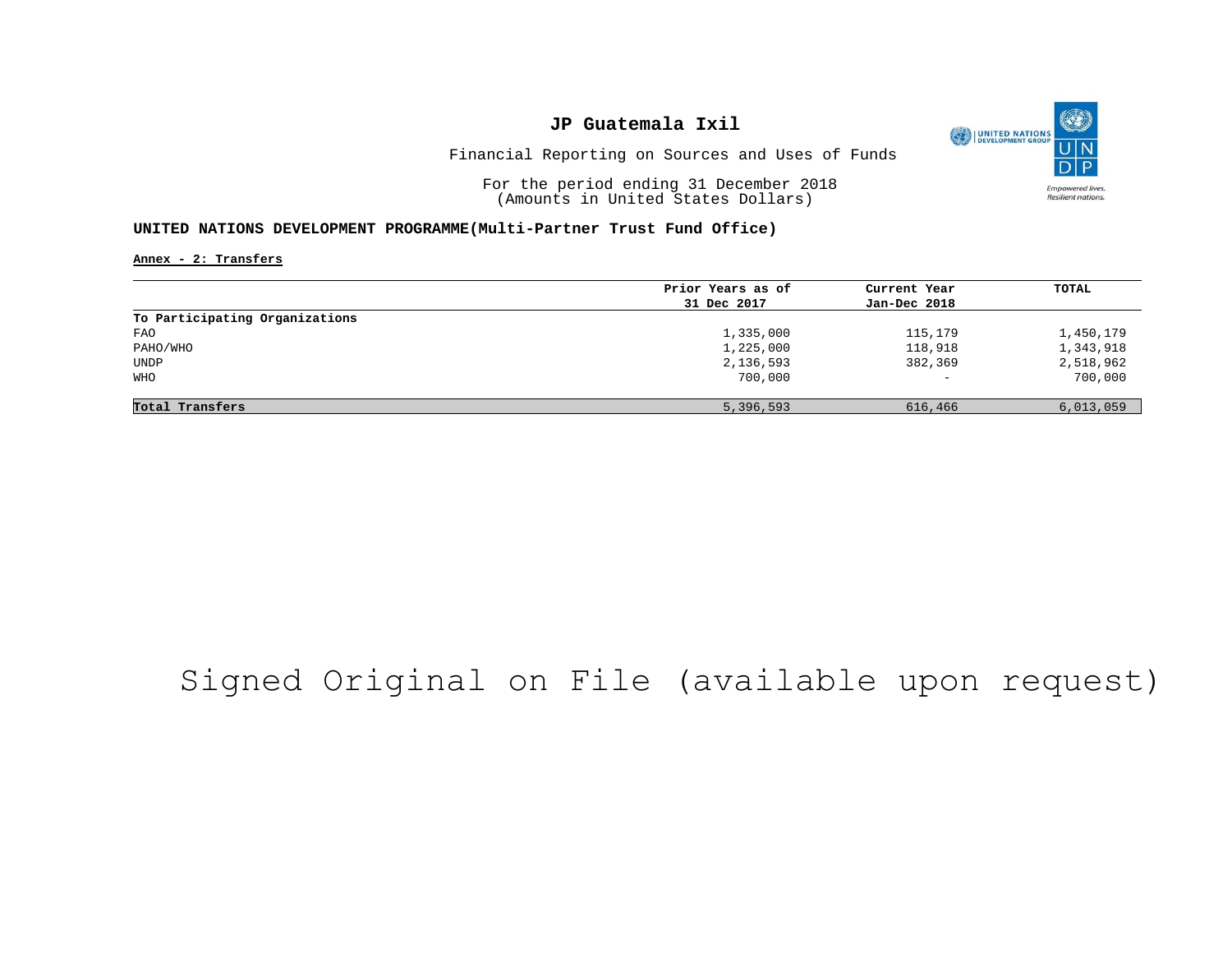# JP Guatemala Ixil

Financial Reporting on Sources and Uses of Funds

For the period ending 31 December 2018
(Amounts in United States Dollars)

**UNITED NATIONS DEVELOPMENT PROGRAMME(Multi-Partner Trust Fund Office)**

Annex - 2: Transfers

| | Prior Years as of 31 Dec 2017 | Current Year Jan-Dec 2018 | TOTAL |
|---|---|---|---|
| **To Participating Organizations** | | | |
| FAO | 1,335,000 | 115,179 | 1,450,179 |
| PAHO/WHO | 1,225,000 | 118,918 | 1,343,918 |
| UNDP | 2,136,593 | 382,369 | 2,518,962 |
| WHO | 700,000 | - | 700,000 |
| **Total Transfers** | 5,396,593 | 616,466 | 6,013,059 |

Signed Original on File (available upon request)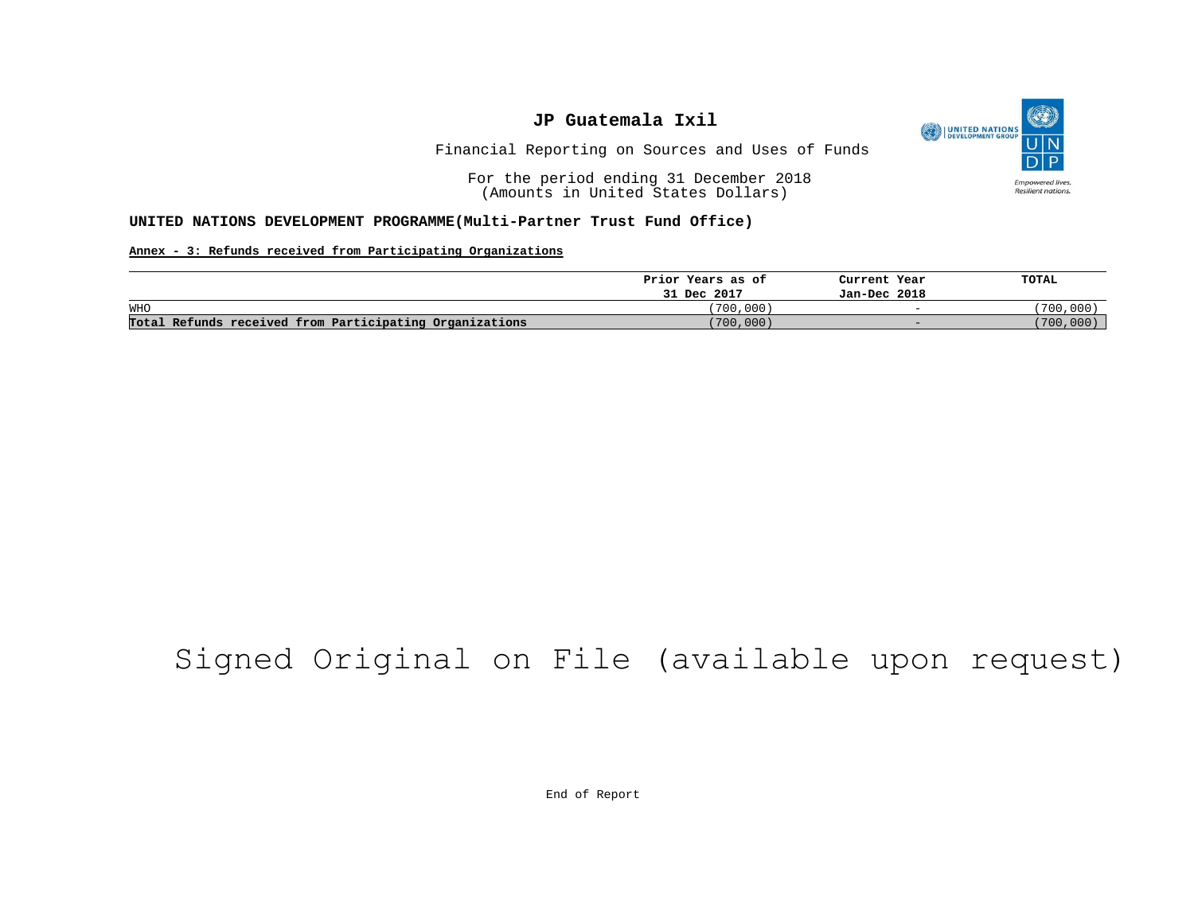# JP Guatemala Ixil

Financial Reporting on Sources and Uses of Funds

For the period ending 31 December 2018
(Amounts in United States Dollars)

**UNITED NATIONS DEVELOPMENT PROGRAMME(Multi-Partner Trust Fund Office)**

**Annex - 3: Refunds received from Participating Organizations**

| | Prior Years as of 31 Dec 2017 | Current Year Jan-Dec 2018 | TOTAL |
|---|---|---|---|
| WHO | (700,000) | - | (700,000) |
| **Total Refunds received from Participating Organizations** | (700,000) | - | (700,000) |

Signed Original on File (available upon request)

End of Report